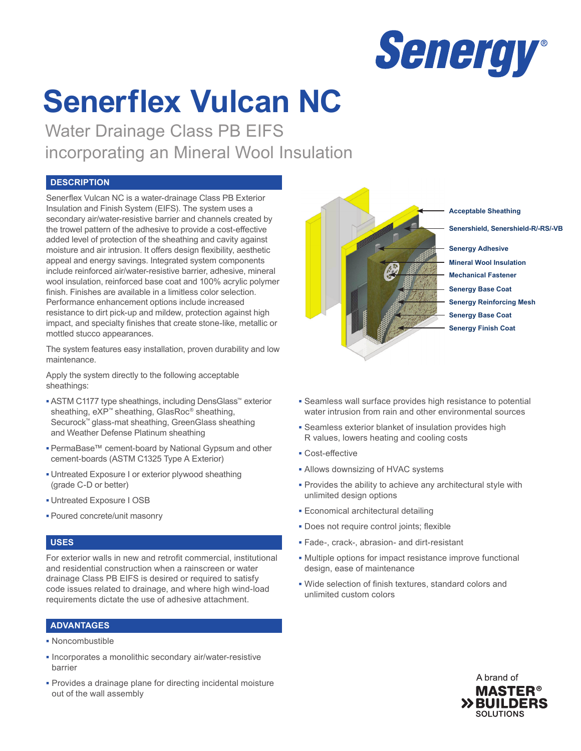# Senerflex Vulcan NC

## Water Drainage Class PB EIFS incorporating an Mineral Wool Insulation

## DESCRIPTION

Senerflex Vulcan NC is a water-drainage Class PB Exterior Insulation and Finish System (EIFS). The system uses a secondary air/water-resistive barrier and channels created by the trowel pattern of the adhesive to provide a cost-effective added level of protection of the sheathing and cavity against moisture and air intrusion. It offers design flexibility, aesthetic appeal and energy savings. Integrated system components include reinforced air/water-resistive barrier, adhesive, mineral wool insulation, reinforced base coat and 100% acrylic polymer finish. Finishes are available in a limitless color selection. Performance enhancement options include increased resistance to dirt pick-up and mildew, protection against high impact, and specialty finishes that create stone-like, metallic or mottled stucco appearances.

The system features easy installation, proven durability and low maintenance.

Apply the system directly to the following acceptable sheathings:

- ASTM C1177 type sheathings, including DensGlass™ exterior sheathing, eXP™ sheathing, GlasRoc® sheathing, Securock™ glass-mat sheathing, GreenGlass sheathing and Weather Defense Platinum sheathing
- PermaBase™ cement-board by National Gypsum and other cement-boards (ASTM C1325 Type A Exterior)
- Untreated Exposure I or exterior plywood sheathing (grade C-D or better)
- Untreated Exposure I OSB
- Poured concrete/unit masonry

Acceptable Sheathing
Senershield, Senershield-R/-RS/-VB
Senergy Adhesive
Mineral Wool Insulation
Mechanical Fastener
Senergy Base Coat
Senergy Reinforcing Mesh
Senergy Base Coat
Senergy Finish Coat

## USES

For exterior walls in new and retrofit commercial, institutional and residential construction when a rainscreen or water drainage Class PB EIFS is desired or required to satisfy code issues related to drainage, and where high wind-load requirements dictate the use of adhesive attachment.

## ADVANTAGES

- Noncombustible
- Incorporates a monolithic secondary air/water-resistive barrier
- Provides a drainage plane for directing incidental moisture out of the wall assembly
- Seamless wall surface provides high resistance to potential water intrusion from rain and other environmental sources
- Seamless exterior blanket of insulation provides high R values, lowers heating and cooling costs
- Cost-effective
- Allows downsizing of HVAC systems
- Provides the ability to achieve any architectural style with unlimited design options
- Economical architectural detailing
- Does not require control joints; flexible
- Fade-, crack-, abrasion- and dirt-resistant
- Multiple options for impact resistance improve functional design, ease of maintenance
- Wide selection of finish textures, standard colors and unlimited custom colors

A brand of MASTER® BUILDERS SOLUTIONS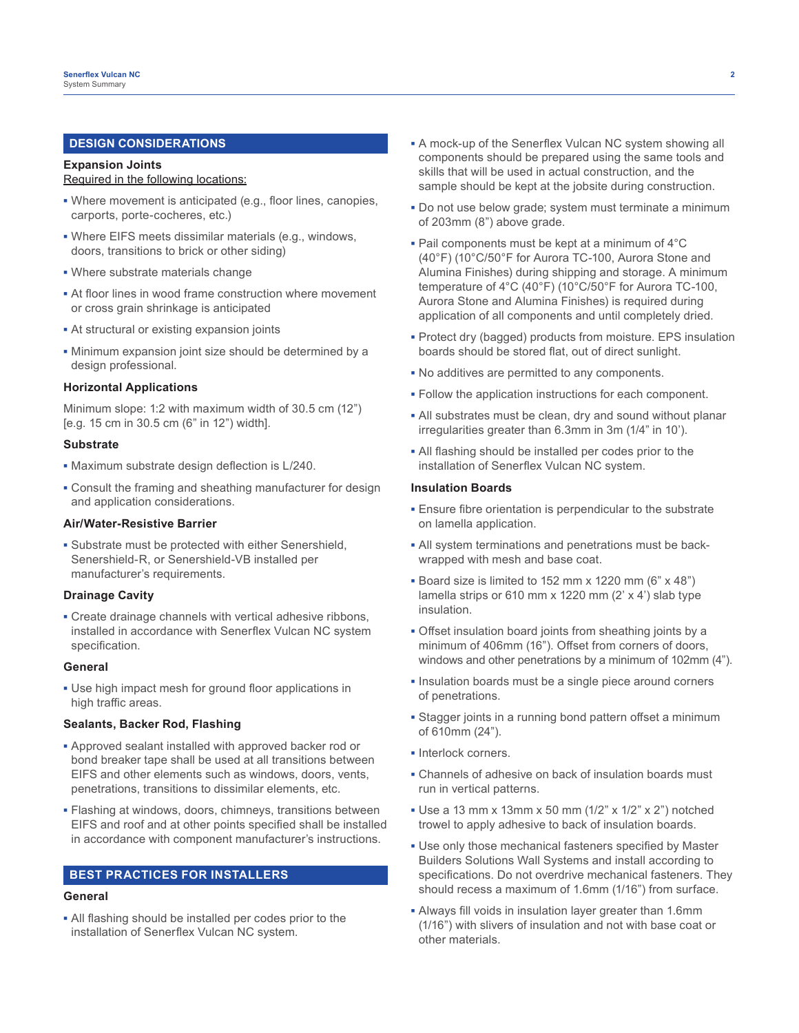## DESIGN CONSIDERATIONS

### Expansion Joints

Required in the following locations:

- Where movement is anticipated (e.g., floor lines, canopies, carports, porte-cocheres, etc.)
- Where EIFS meets dissimilar materials (e.g., windows, doors, transitions to brick or other siding)
- Where substrate materials change
- At floor lines in wood frame construction where movement or cross grain shrinkage is anticipated
- At structural or existing expansion joints
- Minimum expansion joint size should be determined by a design professional.

### Horizontal Applications

Minimum slope: 1:2 with maximum width of 30.5 cm (12”) [e.g. 15 cm in 30.5 cm (6” in 12”) width].

### Substrate

- Maximum substrate design deflection is L/240.
- Consult the framing and sheathing manufacturer for design and application considerations.

### Air/Water-Resistive Barrier

- Substrate must be protected with either Senershield, Senershield-R, or Senershield-VB installed per manufacturer’s requirements.

### Drainage Cavity

- Create drainage channels with vertical adhesive ribbons, installed in accordance with Senerflex Vulcan NC system specification.

### General

- Use high impact mesh for ground floor applications in high traffic areas.

### Sealants, Backer Rod, Flashing

- Approved sealant installed with approved backer rod or bond breaker tape shall be used at all transitions between EIFS and other elements such as windows, doors, vents, penetrations, transitions to dissimilar elements, etc.
- Flashing at windows, doors, chimneys, transitions between EIFS and roof and at other points specified shall be installed in accordance with component manufacturer’s instructions.

## BEST PRACTICES FOR INSTALLERS

### General

- All flashing should be installed per codes prior to the installation of Senerflex Vulcan NC system.
- A mock-up of the Senerflex Vulcan NC system showing all components should be prepared using the same tools and skills that will be used in actual construction, and the sample should be kept at the jobsite during construction.
- Do not use below grade; system must terminate a minimum of 203mm (8”) above grade.
- Pail components must be kept at a minimum of 4°C (40°F) (10°C/50°F for Aurora TC-100, Aurora Stone and Alumina Finishes) during shipping and storage. A minimum temperature of 4°C (40°F) (10°C/50°F for Aurora TC-100, Aurora Stone and Alumina Finishes) is required during application of all components and until completely dried.
- Protect dry (bagged) products from moisture. EPS insulation boards should be stored flat, out of direct sunlight.
- No additives are permitted to any components.
- Follow the application instructions for each component.
- All substrates must be clean, dry and sound without planar irregularities greater than 6.3mm in 3m (1/4” in 10’).
- All flashing should be installed per codes prior to the installation of Senerflex Vulcan NC system.

### Insulation Boards

- Ensure fibre orientation is perpendicular to the substrate on lamella application.
- All system terminations and penetrations must be back-wrapped with mesh and base coat.
- Board size is limited to 152 mm x 1220 mm (6” x 48”) lamella strips or 610 mm x 1220 mm (2’ x 4’) slab type insulation.
- Offset insulation board joints from sheathing joints by a minimum of 406mm (16”). Offset from corners of doors, windows and other penetrations by a minimum of 102mm (4”).
- Insulation boards must be a single piece around corners of penetrations.
- Stagger joints in a running bond pattern offset a minimum of 610mm (24”).
- Interlock corners.
- Channels of adhesive on back of insulation boards must run in vertical patterns.
- Use a 13 mm x 13mm x 50 mm (1/2” x 1/2” x 2”) notched trowel to apply adhesive to back of insulation boards.
- Use only those mechanical fasteners specified by Master Builders Solutions Wall Systems and install according to specifications. Do not overdrive mechanical fasteners. They should recess a maximum of 1.6mm (1/16”) from surface.
- Always fill voids in insulation layer greater than 1.6mm (1/16”) with slivers of insulation and not with base coat or other materials.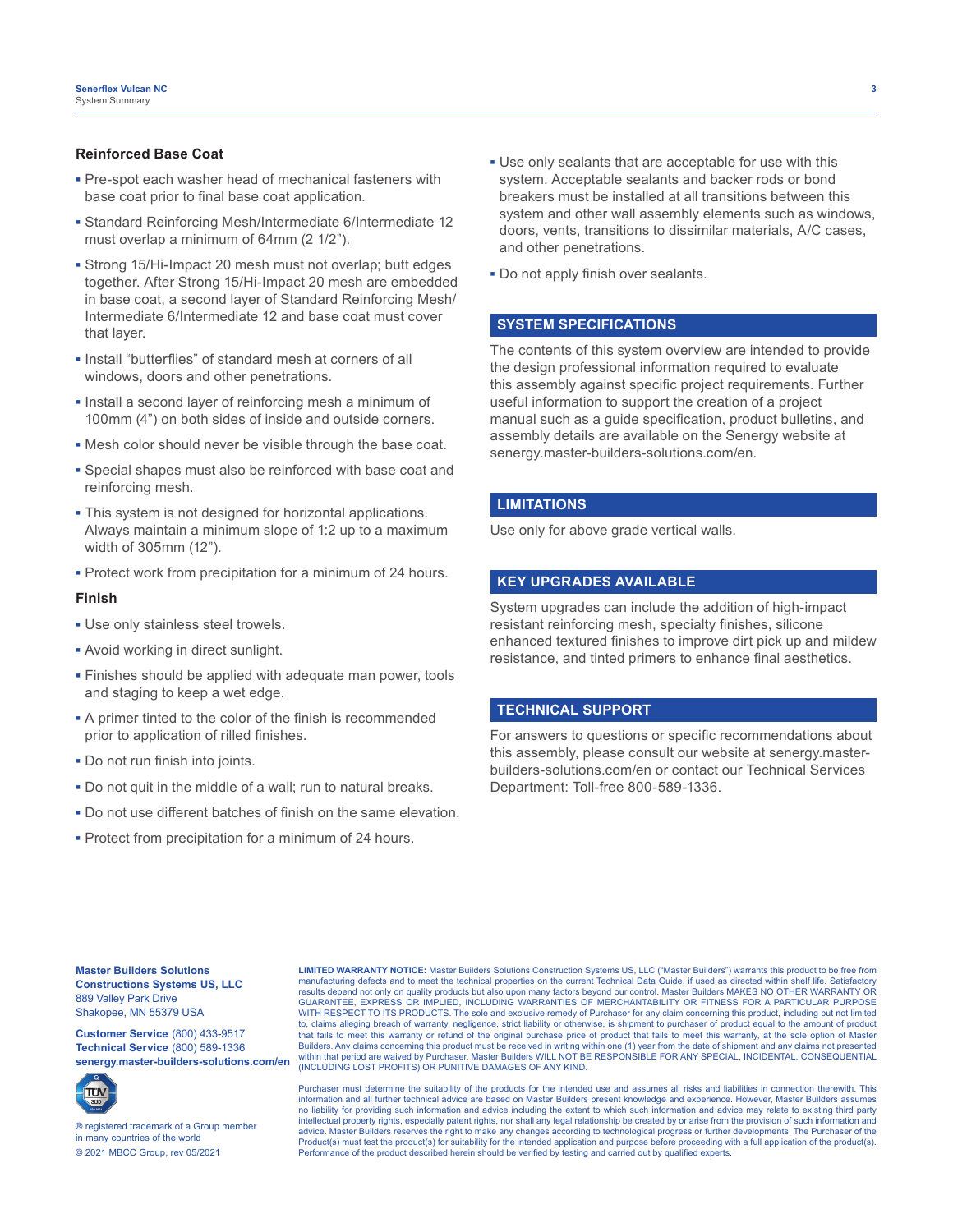### Reinforced Base Coat

- Pre-spot each washer head of mechanical fasteners with base coat prior to final base coat application.
- Standard Reinforcing Mesh/Intermediate 6/Intermediate 12 must overlap a minimum of 64mm (2 1/2").
- Strong 15/Hi-Impact 20 mesh must not overlap; butt edges together. After Strong 15/Hi-Impact 20 mesh are embedded in base coat, a second layer of Standard Reinforcing Mesh/ Intermediate 6/Intermediate 12 and base coat must cover that layer.
- Install "butterflies" of standard mesh at corners of all windows, doors and other penetrations.
- Install a second layer of reinforcing mesh a minimum of 100mm (4") on both sides of inside and outside corners.
- Mesh color should never be visible through the base coat.
- Special shapes must also be reinforced with base coat and reinforcing mesh.
- This system is not designed for horizontal applications. Always maintain a minimum slope of 1:2 up to a maximum width of 305mm (12").
- Protect work from precipitation for a minimum of 24 hours.

### Finish

- Use only stainless steel trowels.
- Avoid working in direct sunlight.
- Finishes should be applied with adequate man power, tools and staging to keep a wet edge.
- A primer tinted to the color of the finish is recommended prior to application of rilled finishes.
- Do not run finish into joints.
- Do not quit in the middle of a wall; run to natural breaks.
- Do not use different batches of finish on the same elevation.
- Protect from precipitation for a minimum of 24 hours.
- Use only sealants that are acceptable for use with this system. Acceptable sealants and backer rods or bond breakers must be installed at all transitions between this system and other wall assembly elements such as windows, doors, vents, transitions to dissimilar materials, A/C cases, and other penetrations.
- Do not apply finish over sealants.

## SYSTEM SPECIFICATIONS

The contents of this system overview are intended to provide the design professional information required to evaluate this assembly against specific project requirements. Further useful information to support the creation of a project manual such as a guide specification, product bulletins, and assembly details are available on the Senergy website at senergy.master-builders-solutions.com/en.

## LIMITATIONS

Use only for above grade vertical walls.

## KEY UPGRADES AVAILABLE

System upgrades can include the addition of high-impact resistant reinforcing mesh, specialty finishes, silicone enhanced textured finishes to improve dirt pick up and mildew resistance, and tinted primers to enhance final aesthetics.

## TECHNICAL SUPPORT

For answers to questions or specific recommendations about this assembly, please consult our website at senergy.master-builders-solutions.com/en or contact our Technical Services Department: Toll-free 800-589-1336.

**Master Builders Solutions Constructions Systems US, LLC**
889 Valley Park Drive
Shakopee, MN 55379 USA

**Customer Service** (800) 433-9517
**Technical Service** (800) 589-1336
**senergy.master-builders-solutions.com/en**

® registered trademark of a Group member in many countries of the world
© 2021 MBCC Group, rev 05/2021

**LIMITED WARRANTY NOTICE:** Master Builders Solutions Construction Systems US, LLC ("Master Builders") warrants this product to be free from manufacturing defects and to meet the technical properties on the current Technical Data Guide, if used as directed within shelf life. Satisfactory results depend not only on quality products but also upon many factors beyond our control. Master Builders MAKES NO OTHER WARRANTY OR GUARANTEE, EXPRESS OR IMPLIED, INCLUDING WARRANTIES OF MERCHANTABILITY OR FITNESS FOR A PARTICULAR PURPOSE WITH RESPECT TO ITS PRODUCTS. The sole and exclusive remedy of Purchaser for any claim concerning this product, including but not limited to, claims alleging breach of warranty, negligence, strict liability or otherwise, is shipment to purchaser of product equal to the amount of product that fails to meet this warranty or refund of the original purchase price of product that fails to meet this warranty, at the sole option of Master Builders. Any claims concerning this product must be received in writing within one (1) year from the date of shipment and any claims not presented within that period are waived by Purchaser. Master Builders WILL NOT BE RESPONSIBLE FOR ANY SPECIAL, INCIDENTAL, CONSEQUENTIAL (INCLUDING LOST PROFITS) OR PUNITIVE DAMAGES OF ANY KIND.

Purchaser must determine the suitability of the products for the intended use and assumes all risks and liabilities in connection therewith. This information and all further technical advice are based on Master Builders present knowledge and experience. However, Master Builders assumes no liability for providing such information and advice including the extent to which such information and advice may relate to existing third party intellectual property rights, especially patent rights, nor shall any legal relationship be created by or arise from the provision of such information and advice. Master Builders reserves the right to make any changes according to technological progress or further developments. The Purchaser of the Product(s) must test the product(s) for suitability for the intended application and purpose before proceeding with a full application of the product(s). Performance of the product described herein should be verified by testing and carried out by qualified experts.